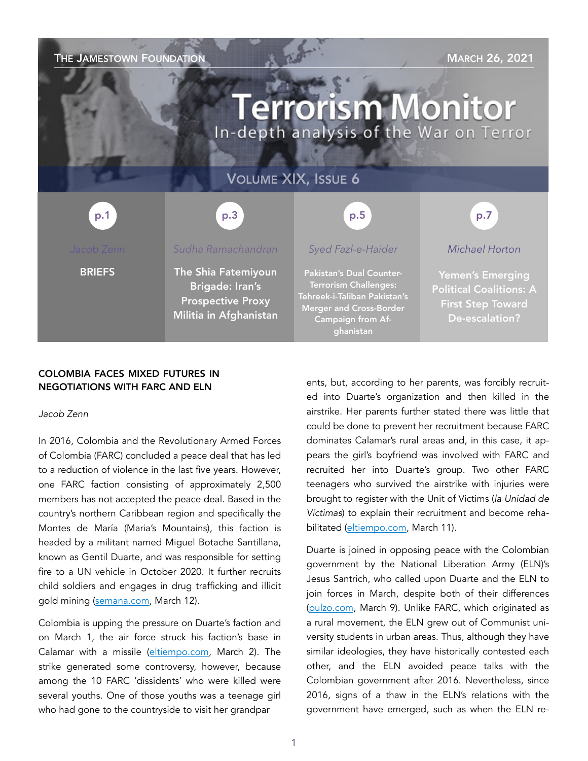THE JAMESTOWN FOUNDATION

MARCH 26, 2021

# Terrorism Monitor

In-depth analysis of the War on Terror

VOLUME XIX, ISSUE 6

| p.1 | p.3 | p.5 | p.7 |
|---|---|---|---|
| Jacob Zenn | Sudha Ramachandran | Syed Fazl-e-Haider | Michael Horton |
| BRIEFS | The Shia Fatemiyoun Brigade: Iran's Prospective Proxy Militia in Afghanistan | Pakistan's Dual Counter-Terrorism Challenges: Tehreek-i-Taliban Pakistan's Merger and Cross-Border Campaign from Afghanistan | Yemen's Emerging Political Coalitions: A First Step Toward De-escalation? |

## COLOMBIA FACES MIXED FUTURES IN NEGOTIATIONS WITH FARC AND ELN

*Jacob Zenn*

In 2016, Colombia and the Revolutionary Armed Forces of Colombia (FARC) concluded a peace deal that has led to a reduction of violence in the last five years. However, one FARC faction consisting of approximately 2,500 members has not accepted the peace deal. Based in the country's northern Caribbean region and specifically the Montes de María (Maria's Mountains), this faction is headed by a militant named Miguel Botache Santillana, known as Gentil Duarte, and was responsible for setting fire to a UN vehicle in October 2020. It further recruits child soldiers and engages in drug trafficking and illicit gold mining (semana.com, March 12).

Colombia is upping the pressure on Duarte's faction and on March 1, the air force struck his faction's base in Calamar with a missile (eltiempo.com, March 2). The strike generated some controversy, however, because among the 10 FARC 'dissidents' who were killed were several youths. One of those youths was a teenage girl who had gone to the countryside to visit her grandparents, but, according to her parents, was forcibly recruited into Duarte's organization and then killed in the airstrike. Her parents further stated there was little that could be done to prevent her recruitment because FARC dominates Calamar's rural areas and, in this case, it appears the girl's boyfriend was involved with FARC and recruited her into Duarte's group. Two other FARC teenagers who survived the airstrike with injuries were brought to register with the Unit of Victims (*la Unidad de Víctimas*) to explain their recruitment and become rehabilitated (eltiempo.com, March 11).

Duarte is joined in opposing peace with the Colombian government by the National Liberation Army (ELN)'s Jesus Santrich, who called upon Duarte and the ELN to join forces in March, despite both of their differences (pulzo.com, March 9). Unlike FARC, which originated as a rural movement, the ELN grew out of Communist university students in urban areas. Thus, although they have similar ideologies, they have historically contested each other, and the ELN avoided peace talks with the Colombian government after 2016. Nevertheless, since 2016, signs of a thaw in the ELN's relations with the government have emerged, such as when the ELN re-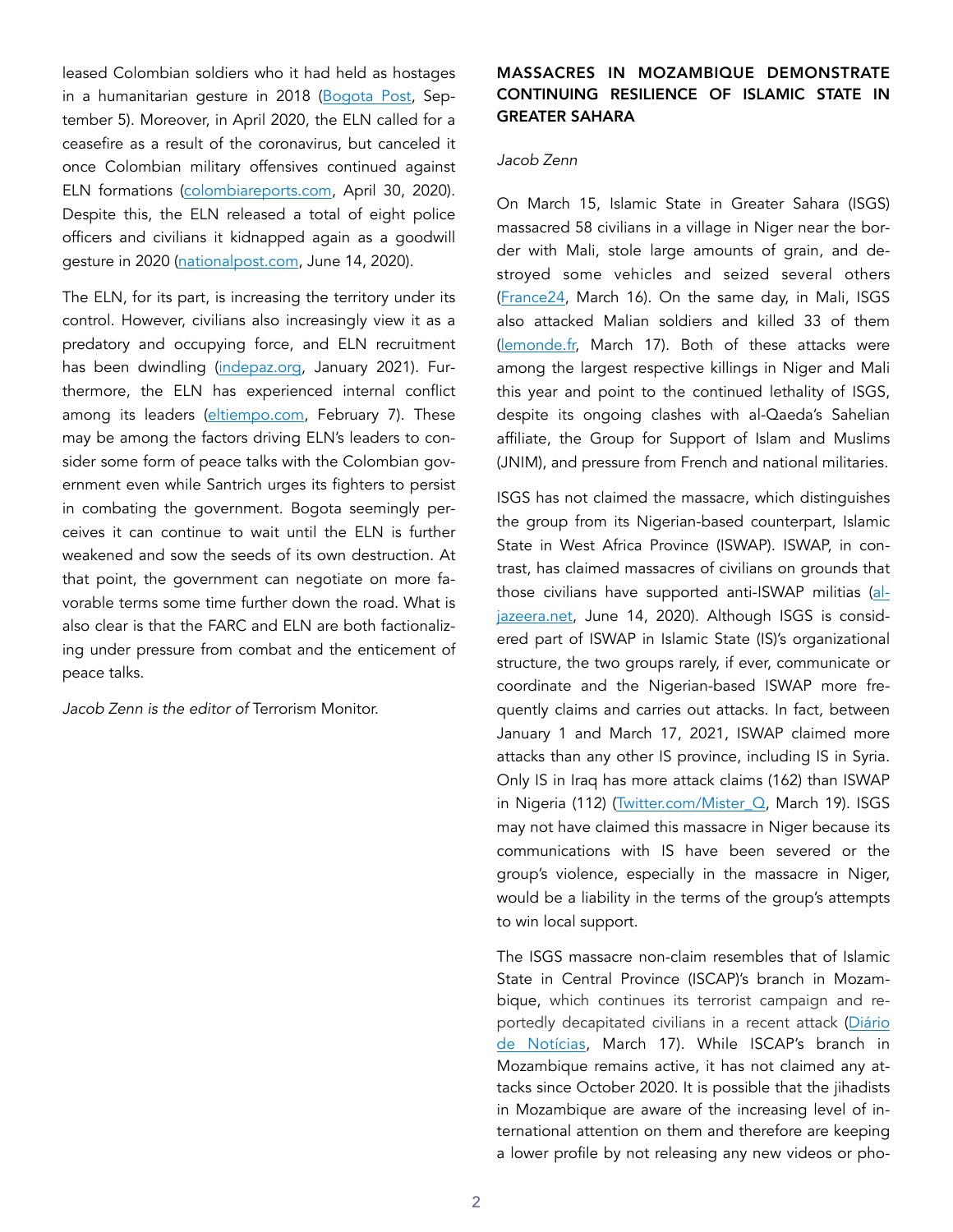leased Colombian soldiers who it had held as hostages in a humanitarian gesture in 2018 (Bogota Post, September 5). Moreover, in April 2020, the ELN called for a ceasefire as a result of the coronavirus, but canceled it once Colombian military offensives continued against ELN formations (colombiareports.com, April 30, 2020). Despite this, the ELN released a total of eight police officers and civilians it kidnapped again as a goodwill gesture in 2020 (nationalpost.com, June 14, 2020).

The ELN, for its part, is increasing the territory under its control. However, civilians also increasingly view it as a predatory and occupying force, and ELN recruitment has been dwindling (indepaz.org, January 2021). Furthermore, the ELN has experienced internal conflict among its leaders (eltiempo.com, February 7). These may be among the factors driving ELN's leaders to consider some form of peace talks with the Colombian government even while Santrich urges its fighters to persist in combating the government. Bogota seemingly perceives it can continue to wait until the ELN is further weakened and sow the seeds of its own destruction. At that point, the government can negotiate on more favorable terms some time further down the road. What is also clear is that the FARC and ELN are both factionalizing under pressure from combat and the enticement of peace talks.

*Jacob Zenn is the editor of* Terrorism Monitor.

## MASSACRES IN MOZAMBIQUE DEMONSTRATE CONTINUING RESILIENCE OF ISLAMIC STATE IN GREATER SAHARA

*Jacob Zenn*

On March 15, Islamic State in Greater Sahara (ISGS) massacred 58 civilians in a village in Niger near the border with Mali, stole large amounts of grain, and destroyed some vehicles and seized several others (France24, March 16). On the same day, in Mali, ISGS also attacked Malian soldiers and killed 33 of them (lemonde.fr, March 17). Both of these attacks were among the largest respective killings in Niger and Mali this year and point to the continued lethality of ISGS, despite its ongoing clashes with al-Qaeda's Sahelian affiliate, the Group for Support of Islam and Muslims (JNIM), and pressure from French and national militaries.

ISGS has not claimed the massacre, which distinguishes the group from its Nigerian-based counterpart, Islamic State in West Africa Province (ISWAP). ISWAP, in contrast, has claimed massacres of civilians on grounds that those civilians have supported anti-ISWAP militias (al-jazeera.net, June 14, 2020). Although ISGS is considered part of ISWAP in Islamic State (IS)'s organizational structure, the two groups rarely, if ever, communicate or coordinate and the Nigerian-based ISWAP more frequently claims and carries out attacks. In fact, between January 1 and March 17, 2021, ISWAP claimed more attacks than any other IS province, including IS in Syria. Only IS in Iraq has more attack claims (162) than ISWAP in Nigeria (112) (Twitter.com/Mister_Q, March 19). ISGS may not have claimed this massacre in Niger because its communications with IS have been severed or the group's violence, especially in the massacre in Niger, would be a liability in the terms of the group's attempts to win local support.

The ISGS massacre non-claim resembles that of Islamic State in Central Province (ISCAP)'s branch in Mozambique, which continues its terrorist campaign and reportedly decapitated civilians in a recent attack (Diário de Notícias, March 17). While ISCAP's branch in Mozambique remains active, it has not claimed any attacks since October 2020. It is possible that the jihadists in Mozambique are aware of the increasing level of international attention on them and therefore are keeping a lower profile by not releasing any new videos or pho-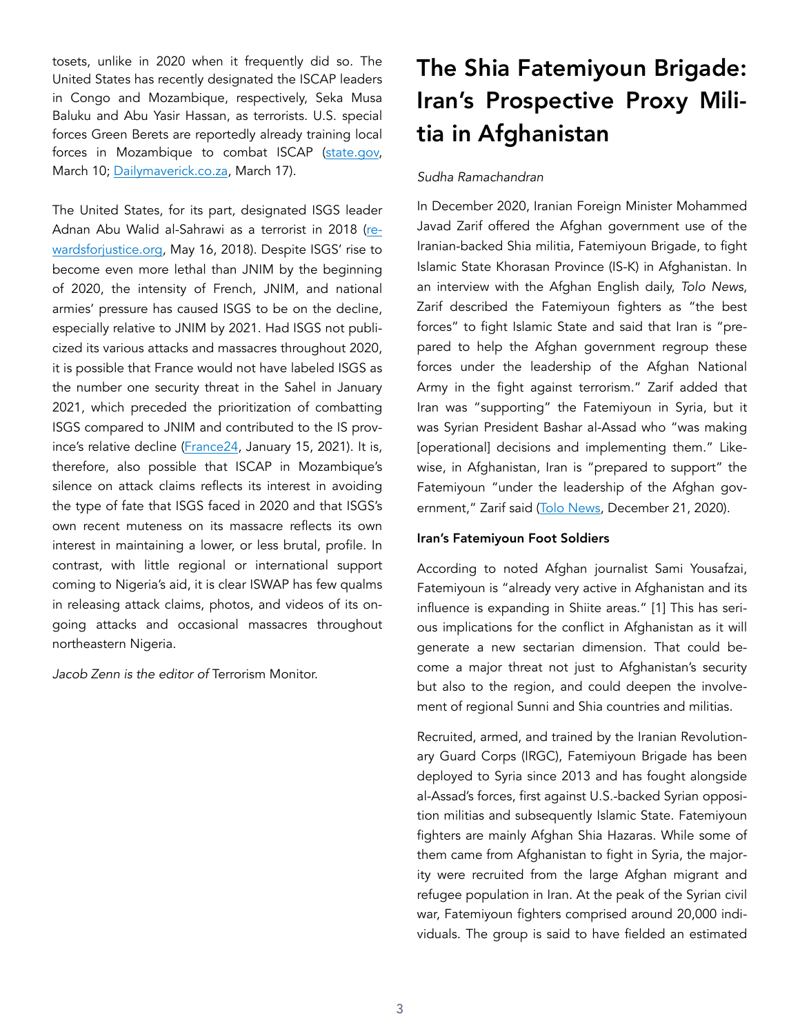tosets, unlike in 2020 when it frequently did so. The United States has recently designated the ISCAP leaders in Congo and Mozambique, respectively, Seka Musa Baluku and Abu Yasir Hassan, as terrorists. U.S. special forces Green Berets are reportedly already training local forces in Mozambique to combat ISCAP (state.gov, March 10; Dailymaverick.co.za, March 17).

The United States, for its part, designated ISGS leader Adnan Abu Walid al-Sahrawi as a terrorist in 2018 (rewardsforjustice.org, May 16, 2018). Despite ISGS' rise to become even more lethal than JNIM by the beginning of 2020, the intensity of French, JNIM, and national armies' pressure has caused ISGS to be on the decline, especially relative to JNIM by 2021. Had ISGS not publicized its various attacks and massacres throughout 2020, it is possible that France would not have labeled ISGS as the number one security threat in the Sahel in January 2021, which preceded the prioritization of combatting ISGS compared to JNIM and contributed to the IS province's relative decline (France24, January 15, 2021). It is, therefore, also possible that ISCAP in Mozambique's silence on attack claims reflects its interest in avoiding the type of fate that ISGS faced in 2020 and that ISGS's own recent muteness on its massacre reflects its own interest in maintaining a lower, or less brutal, profile. In contrast, with little regional or international support coming to Nigeria's aid, it is clear ISWAP has few qualms in releasing attack claims, photos, and videos of its ongoing attacks and occasional massacres throughout northeastern Nigeria.

*Jacob Zenn is the editor of* Terrorism Monitor.

# The Shia Fatemiyoun Brigade: Iran's Prospective Proxy Militia in Afghanistan

*Sudha Ramachandran*

In December 2020, Iranian Foreign Minister Mohammed Javad Zarif offered the Afghan government use of the Iranian-backed Shia militia, Fatemiyoun Brigade, to fight Islamic State Khorasan Province (IS-K) in Afghanistan. In an interview with the Afghan English daily, *Tolo News*, Zarif described the Fatemiyoun fighters as "the best forces" to fight Islamic State and said that Iran is "prepared to help the Afghan government regroup these forces under the leadership of the Afghan National Army in the fight against terrorism." Zarif added that Iran was "supporting" the Fatemiyoun in Syria, but it was Syrian President Bashar al-Assad who "was making [operational] decisions and implementing them." Likewise, in Afghanistan, Iran is "prepared to support" the Fatemiyoun "under the leadership of the Afghan government," Zarif said (Tolo News, December 21, 2020).

**Iran's Fatemiyoun Foot Soldiers**

According to noted Afghan journalist Sami Yousafzai, Fatemiyoun is "already very active in Afghanistan and its influence is expanding in Shiite areas." [1] This has serious implications for the conflict in Afghanistan as it will generate a new sectarian dimension. That could become a major threat not just to Afghanistan's security but also to the region, and could deepen the involvement of regional Sunni and Shia countries and militias.

Recruited, armed, and trained by the Iranian Revolutionary Guard Corps (IRGC), Fatemiyoun Brigade has been deployed to Syria since 2013 and has fought alongside al-Assad's forces, first against U.S.-backed Syrian opposition militias and subsequently Islamic State. Fatemiyoun fighters are mainly Afghan Shia Hazaras. While some of them came from Afghanistan to fight in Syria, the majority were recruited from the large Afghan migrant and refugee population in Iran. At the peak of the Syrian civil war, Fatemiyoun fighters comprised around 20,000 individuals. The group is said to have fielded an estimated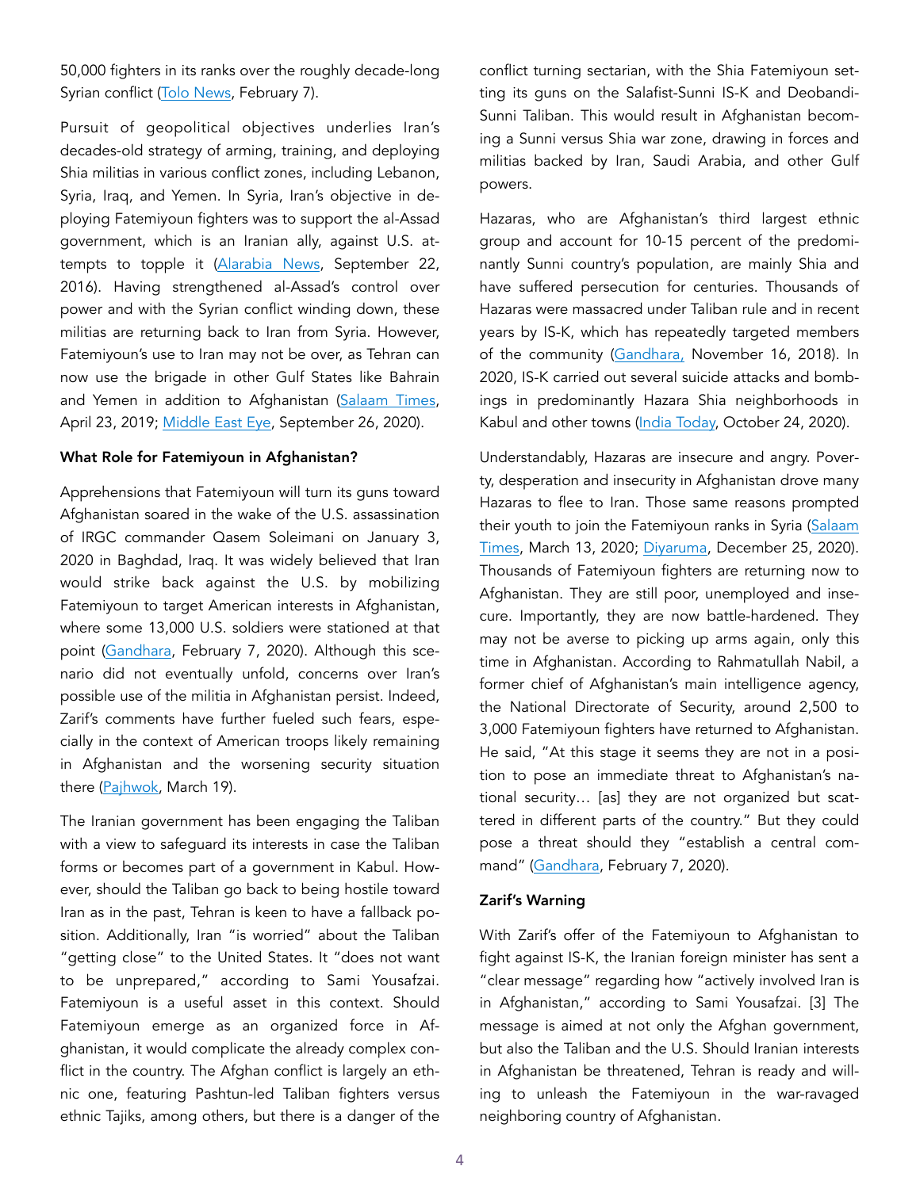50,000 fighters in its ranks over the roughly decade-long Syrian conflict (Tolo News, February 7).

Pursuit of geopolitical objectives underlies Iran's decades-old strategy of arming, training, and deploying Shia militias in various conflict zones, including Lebanon, Syria, Iraq, and Yemen. In Syria, Iran's objective in deploying Fatemiyoun fighters was to support the al-Assad government, which is an Iranian ally, against U.S. attempts to topple it (Alarabia News, September 22, 2016). Having strengthened al-Assad's control over power and with the Syrian conflict winding down, these militias are returning back to Iran from Syria. However, Fatemiyoun's use to Iran may not be over, as Tehran can now use the brigade in other Gulf States like Bahrain and Yemen in addition to Afghanistan (Salaam Times, April 23, 2019; Middle East Eye, September 26, 2020).

**What Role for Fatemiyoun in Afghanistan?**

Apprehensions that Fatemiyoun will turn its guns toward Afghanistan soared in the wake of the U.S. assassination of IRGC commander Qasem Soleimani on January 3, 2020 in Baghdad, Iraq. It was widely believed that Iran would strike back against the U.S. by mobilizing Fatemiyoun to target American interests in Afghanistan, where some 13,000 U.S. soldiers were stationed at that point (Gandhara, February 7, 2020). Although this scenario did not eventually unfold, concerns over Iran's possible use of the militia in Afghanistan persist. Indeed, Zarif's comments have further fueled such fears, especially in the context of American troops likely remaining in Afghanistan and the worsening security situation there (Pajhwok, March 19).

The Iranian government has been engaging the Taliban with a view to safeguard its interests in case the Taliban forms or becomes part of a government in Kabul. However, should the Taliban go back to being hostile toward Iran as in the past, Tehran is keen to have a fallback position. Additionally, Iran "is worried" about the Taliban "getting close" to the United States. It "does not want to be unprepared," according to Sami Yousafzai. Fatemiyoun is a useful asset in this context. Should Fatemiyoun emerge as an organized force in Afghanistan, it would complicate the already complex conflict in the country. The Afghan conflict is largely an ethnic one, featuring Pashtun-led Taliban fighters versus ethnic Tajiks, among others, but there is a danger of the conflict turning sectarian, with the Shia Fatemiyoun setting its guns on the Salafist-Sunni IS-K and Deobandi-Sunni Taliban. This would result in Afghanistan becoming a Sunni versus Shia war zone, drawing in forces and militias backed by Iran, Saudi Arabia, and other Gulf powers.

Hazaras, who are Afghanistan's third largest ethnic group and account for 10-15 percent of the predominantly Sunni country's population, are mainly Shia and have suffered persecution for centuries. Thousands of Hazaras were massacred under Taliban rule and in recent years by IS-K, which has repeatedly targeted members of the community (Gandhara, November 16, 2018). In 2020, IS-K carried out several suicide attacks and bombings in predominantly Hazara Shia neighborhoods in Kabul and other towns (India Today, October 24, 2020).

Understandably, Hazaras are insecure and angry. Poverty, desperation and insecurity in Afghanistan drove many Hazaras to flee to Iran. Those same reasons prompted their youth to join the Fatemiyoun ranks in Syria (Salaam Times, March 13, 2020; Diyaruma, December 25, 2020). Thousands of Fatemiyoun fighters are returning now to Afghanistan. They are still poor, unemployed and insecure. Importantly, they are now battle-hardened. They may not be averse to picking up arms again, only this time in Afghanistan. According to Rahmatullah Nabil, a former chief of Afghanistan's main intelligence agency, the National Directorate of Security, around 2,500 to 3,000 Fatemiyoun fighters have returned to Afghanistan. He said, "At this stage it seems they are not in a position to pose an immediate threat to Afghanistan's national security… [as] they are not organized but scattered in different parts of the country." But they could pose a threat should they "establish a central command" (Gandhara, February 7, 2020).

**Zarif's Warning**

With Zarif's offer of the Fatemiyoun to Afghanistan to fight against IS-K, the Iranian foreign minister has sent a "clear message" regarding how "actively involved Iran is in Afghanistan," according to Sami Yousafzai. [3] The message is aimed at not only the Afghan government, but also the Taliban and the U.S. Should Iranian interests in Afghanistan be threatened, Tehran is ready and willing to unleash the Fatemiyoun in the war-ravaged neighboring country of Afghanistan.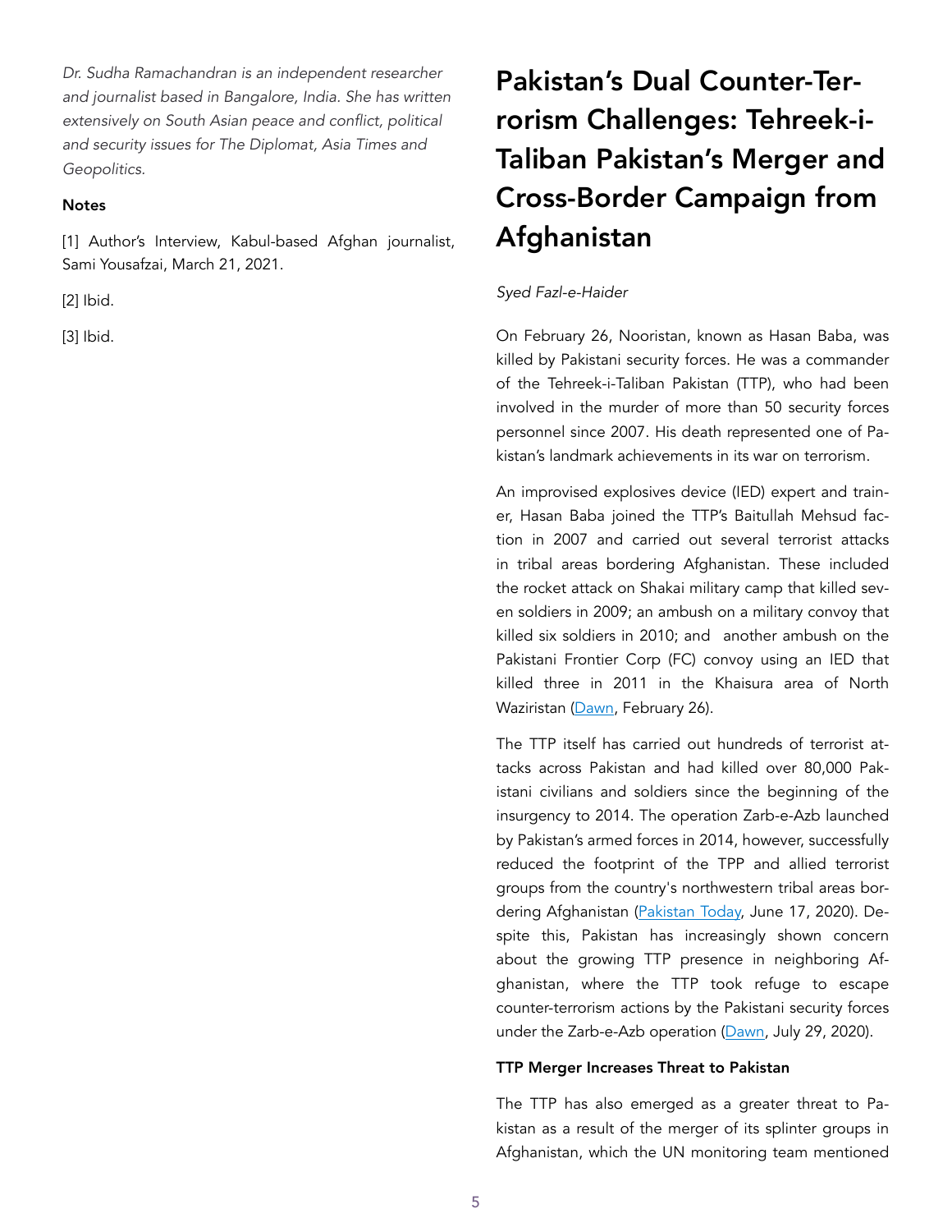*Dr. Sudha Ramachandran is an independent researcher and journalist based in Bangalore, India. She has written extensively on South Asian peace and conflict, political and security issues for The Diplomat, Asia Times and Geopolitics.*

**Notes**

[1] Author's Interview, Kabul-based Afghan journalist, Sami Yousafzai, March 21, 2021.

[2] Ibid.

[3] Ibid.

# Pakistan's Dual Counter-Terrorism Challenges: Tehreek-i-Taliban Pakistan's Merger and Cross-Border Campaign from Afghanistan

*Syed Fazl-e-Haider*

On February 26, Nooristan, known as Hasan Baba, was killed by Pakistani security forces. He was a commander of the Tehreek-i-Taliban Pakistan (TTP), who had been involved in the murder of more than 50 security forces personnel since 2007. His death represented one of Pakistan's landmark achievements in its war on terrorism.

An improvised explosives device (IED) expert and trainer, Hasan Baba joined the TTP's Baitullah Mehsud faction in 2007 and carried out several terrorist attacks in tribal areas bordering Afghanistan. These included the rocket attack on Shakai military camp that killed seven soldiers in 2009; an ambush on a military convoy that killed six soldiers in 2010; and another ambush on the Pakistani Frontier Corp (FC) convoy using an IED that killed three in 2011 in the Khaisura area of North Waziristan (Dawn, February 26).

The TTP itself has carried out hundreds of terrorist attacks across Pakistan and had killed over 80,000 Pakistani civilians and soldiers since the beginning of the insurgency to 2014. The operation Zarb-e-Azb launched by Pakistan's armed forces in 2014, however, successfully reduced the footprint of the TPP and allied terrorist groups from the country's northwestern tribal areas bordering Afghanistan (Pakistan Today, June 17, 2020). Despite this, Pakistan has increasingly shown concern about the growing TTP presence in neighboring Afghanistan, where the TTP took refuge to escape counter-terrorism actions by the Pakistani security forces under the Zarb-e-Azb operation (Dawn, July 29, 2020).

### TTP Merger Increases Threat to Pakistan

The TTP has also emerged as a greater threat to Pakistan as a result of the merger of its splinter groups in Afghanistan, which the UN monitoring team mentioned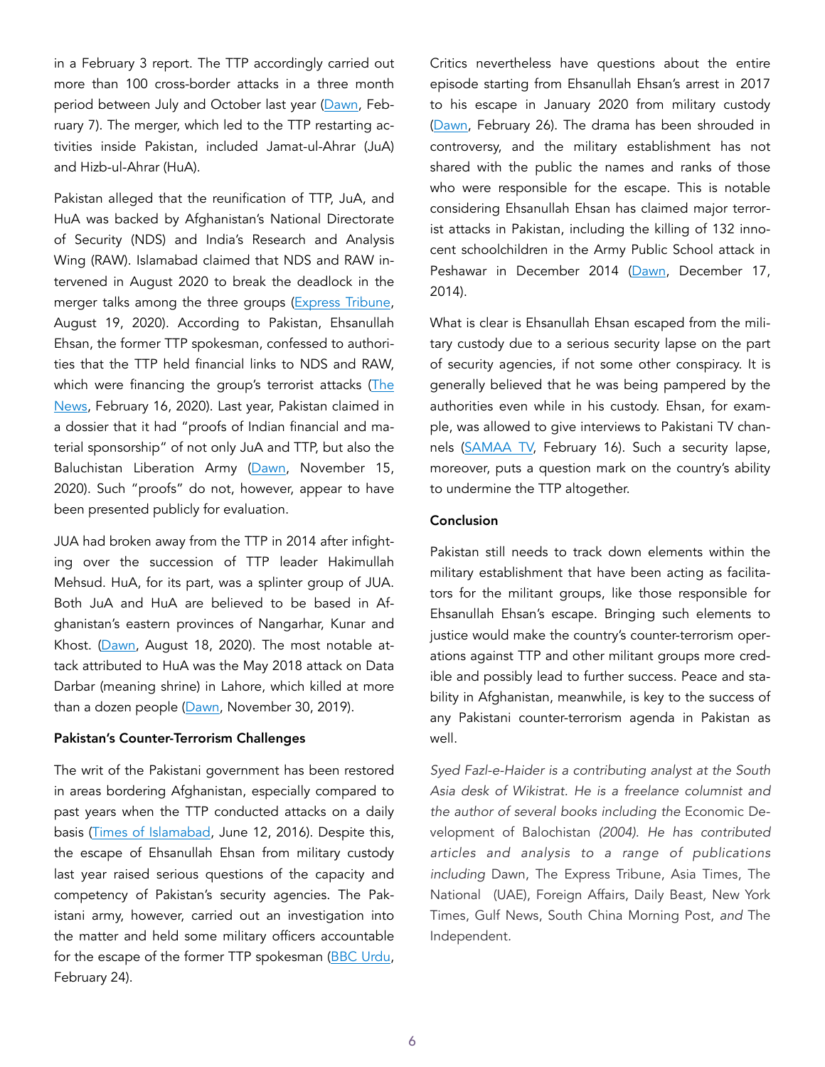in a February 3 report. The TTP accordingly carried out more than 100 cross-border attacks in a three month period between July and October last year (Dawn, February 7). The merger, which led to the TTP restarting activities inside Pakistan, included Jamat-ul-Ahrar (JuA) and Hizb-ul-Ahrar (HuA).

Pakistan alleged that the reunification of TTP, JuA, and HuA was backed by Afghanistan's National Directorate of Security (NDS) and India's Research and Analysis Wing (RAW). Islamabad claimed that NDS and RAW intervened in August 2020 to break the deadlock in the merger talks among the three groups (Express Tribune, August 19, 2020). According to Pakistan, Ehsanullah Ehsan, the former TTP spokesman, confessed to authorities that the TTP held financial links to NDS and RAW, which were financing the group's terrorist attacks (The News, February 16, 2020). Last year, Pakistan claimed in a dossier that it had "proofs of Indian financial and material sponsorship" of not only JuA and TTP, but also the Baluchistan Liberation Army (Dawn, November 15, 2020). Such "proofs" do not, however, appear to have been presented publicly for evaluation.

JUA had broken away from the TTP in 2014 after infighting over the succession of TTP leader Hakimullah Mehsud. HuA, for its part, was a splinter group of JUA. Both JuA and HuA are believed to be based in Afghanistan's eastern provinces of Nangarhar, Kunar and Khost. (Dawn, August 18, 2020). The most notable attack attributed to HuA was the May 2018 attack on Data Darbar (meaning shrine) in Lahore, which killed at more than a dozen people (Dawn, November 30, 2019).

### Pakistan's Counter-Terrorism Challenges

The writ of the Pakistani government has been restored in areas bordering Afghanistan, especially compared to past years when the TTP conducted attacks on a daily basis (Times of Islamabad, June 12, 2016). Despite this, the escape of Ehsanullah Ehsan from military custody last year raised serious questions of the capacity and competency of Pakistan's security agencies. The Pakistani army, however, carried out an investigation into the matter and held some military officers accountable for the escape of the former TTP spokesman (BBC Urdu, February 24).

Critics nevertheless have questions about the entire episode starting from Ehsanullah Ehsan's arrest in 2017 to his escape in January 2020 from military custody (Dawn, February 26). The drama has been shrouded in controversy, and the military establishment has not shared with the public the names and ranks of those who were responsible for the escape. This is notable considering Ehsanullah Ehsan has claimed major terrorist attacks in Pakistan, including the killing of 132 innocent schoolchildren in the Army Public School attack in Peshawar in December 2014 (Dawn, December 17, 2014).

What is clear is Ehsanullah Ehsan escaped from the military custody due to a serious security lapse on the part of security agencies, if not some other conspiracy. It is generally believed that he was being pampered by the authorities even while in his custody. Ehsan, for example, was allowed to give interviews to Pakistani TV channels (SAMAA TV, February 16). Such a security lapse, moreover, puts a question mark on the country's ability to undermine the TTP altogether.

### Conclusion

Pakistan still needs to track down elements within the military establishment that have been acting as facilitators for the militant groups, like those responsible for Ehsanullah Ehsan's escape. Bringing such elements to justice would make the country's counter-terrorism operations against TTP and other militant groups more credible and possibly lead to further success. Peace and stability in Afghanistan, meanwhile, is key to the success of any Pakistani counter-terrorism agenda in Pakistan as well.

*Syed Fazl-e-Haider is a contributing analyst at the South Asia desk of Wikistrat. He is a freelance columnist and the author of several books including the* Economic Development of Balochistan *(2004). He has contributed articles and analysis to a range of publications including* Dawn, The Express Tribune, Asia Times, The National (UAE), Foreign Affairs, Daily Beast, New York Times, Gulf News, South China Morning Post, *and* The Independent.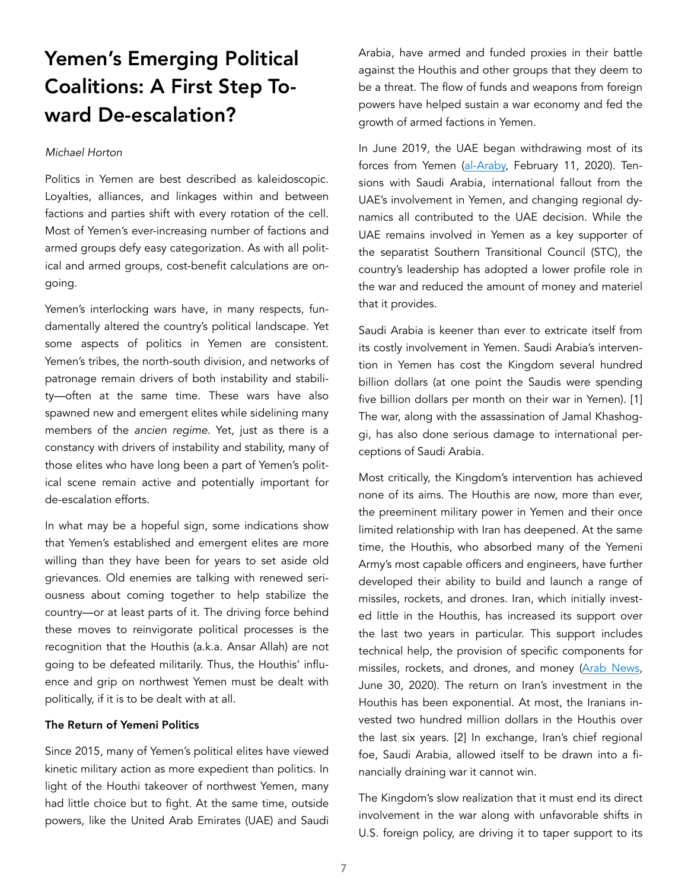# Yemen's Emerging Political Coalitions: A First Step Toward De-escalation?

*Michael Horton*

Politics in Yemen are best described as kaleidoscopic. Loyalties, alliances, and linkages within and between factions and parties shift with every rotation of the cell. Most of Yemen's ever-increasing number of factions and armed groups defy easy categorization. As with all political and armed groups, cost-benefit calculations are ongoing.

Yemen's interlocking wars have, in many respects, fundamentally altered the country's political landscape. Yet some aspects of politics in Yemen are consistent. Yemen's tribes, the north-south division, and networks of patronage remain drivers of both instability and stability—often at the same time. These wars have also spawned new and emergent elites while sidelining many members of the *ancien regime*. Yet, just as there is a constancy with drivers of instability and stability, many of those elites who have long been a part of Yemen's political scene remain active and potentially important for de-escalation efforts.

In what may be a hopeful sign, some indications show that Yemen's established and emergent elites are more willing than they have been for years to set aside old grievances. Old enemies are talking with renewed seriousness about coming together to help stabilize the country—or at least parts of it. The driving force behind these moves to reinvigorate political processes is the recognition that the Houthis (a.k.a. Ansar Allah) are not going to be defeated militarily. Thus, the Houthis' influence and grip on northwest Yemen must be dealt with politically, if it is to be dealt with at all.

**The Return of Yemeni Politics**

Since 2015, many of Yemen's political elites have viewed kinetic military action as more expedient than politics. In light of the Houthi takeover of northwest Yemen, many had little choice but to fight. At the same time, outside powers, like the United Arab Emirates (UAE) and Saudi Arabia, have armed and funded proxies in their battle against the Houthis and other groups that they deem to be a threat. The flow of funds and weapons from foreign powers have helped sustain a war economy and fed the growth of armed factions in Yemen.

In June 2019, the UAE began withdrawing most of its forces from Yemen (al-Araby, February 11, 2020). Tensions with Saudi Arabia, international fallout from the UAE's involvement in Yemen, and changing regional dynamics all contributed to the UAE decision. While the UAE remains involved in Yemen as a key supporter of the separatist Southern Transitional Council (STC), the country's leadership has adopted a lower profile role in the war and reduced the amount of money and materiel that it provides.

Saudi Arabia is keener than ever to extricate itself from its costly involvement in Yemen. Saudi Arabia's intervention in Yemen has cost the Kingdom several hundred billion dollars (at one point the Saudis were spending five billion dollars per month on their war in Yemen). [1] The war, along with the assassination of Jamal Khashoggi, has also done serious damage to international perceptions of Saudi Arabia.

Most critically, the Kingdom's intervention has achieved none of its aims. The Houthis are now, more than ever, the preeminent military power in Yemen and their once limited relationship with Iran has deepened. At the same time, the Houthis, who absorbed many of the Yemeni Army's most capable officers and engineers, have further developed their ability to build and launch a range of missiles, rockets, and drones. Iran, which initially invested little in the Houthis, has increased its support over the last two years in particular. This support includes technical help, the provision of specific components for missiles, rockets, and drones, and money (Arab News, June 30, 2020). The return on Iran's investment in the Houthis has been exponential. At most, the Iranians invested two hundred million dollars in the Houthis over the last six years. [2] In exchange, Iran's chief regional foe, Saudi Arabia, allowed itself to be drawn into a financially draining war it cannot win.

The Kingdom's slow realization that it must end its direct involvement in the war along with unfavorable shifts in U.S. foreign policy, are driving it to taper support to its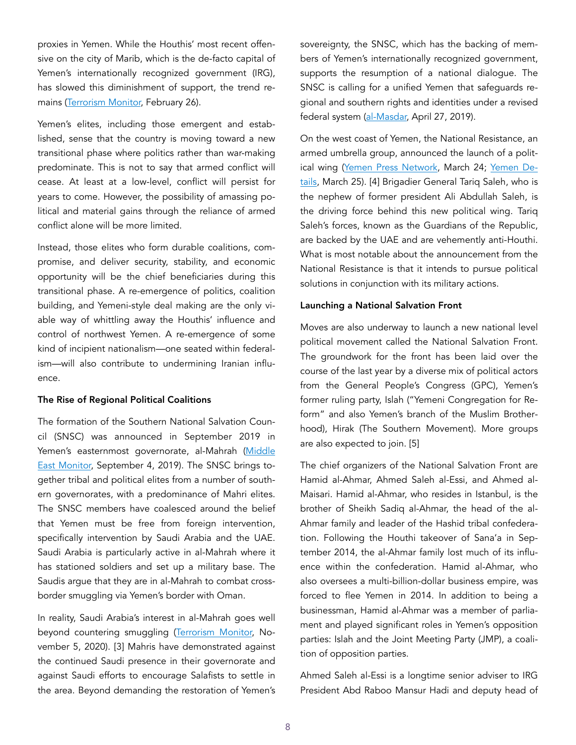proxies in Yemen. While the Houthis' most recent offensive on the city of Marib, which is the de-facto capital of Yemen's internationally recognized government (IRG), has slowed this diminishment of support, the trend remains (Terrorism Monitor, February 26).

Yemen's elites, including those emergent and established, sense that the country is moving toward a new transitional phase where politics rather than war-making predominate. This is not to say that armed conflict will cease. At least at a low-level, conflict will persist for years to come. However, the possibility of amassing political and material gains through the reliance of armed conflict alone will be more limited.

Instead, those elites who form durable coalitions, compromise, and deliver security, stability, and economic opportunity will be the chief beneficiaries during this transitional phase. A re-emergence of politics, coalition building, and Yemeni-style deal making are the only viable way of whittling away the Houthis' influence and control of northwest Yemen. A re-emergence of some kind of incipient nationalism—one seated within federalism—will also contribute to undermining Iranian influence.

**The Rise of Regional Political Coalitions**

The formation of the Southern National Salvation Council (SNSC) was announced in September 2019 in Yemen's easternmost governorate, al-Mahrah (Middle East Monitor, September 4, 2019). The SNSC brings together tribal and political elites from a number of southern governorates, with a predominance of Mahri elites. The SNSC members have coalesced around the belief that Yemen must be free from foreign intervention, specifically intervention by Saudi Arabia and the UAE. Saudi Arabia is particularly active in al-Mahrah where it has stationed soldiers and set up a military base. The Saudis argue that they are in al-Mahrah to combat cross-border smuggling via Yemen's border with Oman.

In reality, Saudi Arabia's interest in al-Mahrah goes well beyond countering smuggling (Terrorism Monitor, November 5, 2020). [3] Mahris have demonstrated against the continued Saudi presence in their governorate and against Saudi efforts to encourage Salafists to settle in the area. Beyond demanding the restoration of Yemen's sovereignty, the SNSC, which has the backing of members of Yemen's internationally recognized government, supports the resumption of a national dialogue. The SNSC is calling for a unified Yemen that safeguards regional and southern rights and identities under a revised federal system (al-Masdar, April 27, 2019).

On the west coast of Yemen, the National Resistance, an armed umbrella group, announced the launch of a political wing (Yemen Press Network, March 24; Yemen Details, March 25). [4] Brigadier General Tariq Saleh, who is the nephew of former president Ali Abdullah Saleh, is the driving force behind this new political wing. Tariq Saleh's forces, known as the Guardians of the Republic, are backed by the UAE and are vehemently anti-Houthi. What is most notable about the announcement from the National Resistance is that it intends to pursue political solutions in conjunction with its military actions.

**Launching a National Salvation Front**

Moves are also underway to launch a new national level political movement called the National Salvation Front. The groundwork for the front has been laid over the course of the last year by a diverse mix of political actors from the General People's Congress (GPC), Yemen's former ruling party, Islah ("Yemeni Congregation for Reform" and also Yemen's branch of the Muslim Brotherhood), Hirak (The Southern Movement). More groups are also expected to join. [5]

The chief organizers of the National Salvation Front are Hamid al-Ahmar, Ahmed Saleh al-Essi, and Ahmed al-Maisari. Hamid al-Ahmar, who resides in Istanbul, is the brother of Sheikh Sadiq al-Ahmar, the head of the al-Ahmar family and leader of the Hashid tribal confederation. Following the Houthi takeover of Sana'a in September 2014, the al-Ahmar family lost much of its influence within the confederation. Hamid al-Ahmar, who also oversees a multi-billion-dollar business empire, was forced to flee Yemen in 2014. In addition to being a businessman, Hamid al-Ahmar was a member of parliament and played significant roles in Yemen's opposition parties: Islah and the Joint Meeting Party (JMP), a coalition of opposition parties.

Ahmed Saleh al-Essi is a longtime senior adviser to IRG President Abd Raboo Mansur Hadi and deputy head of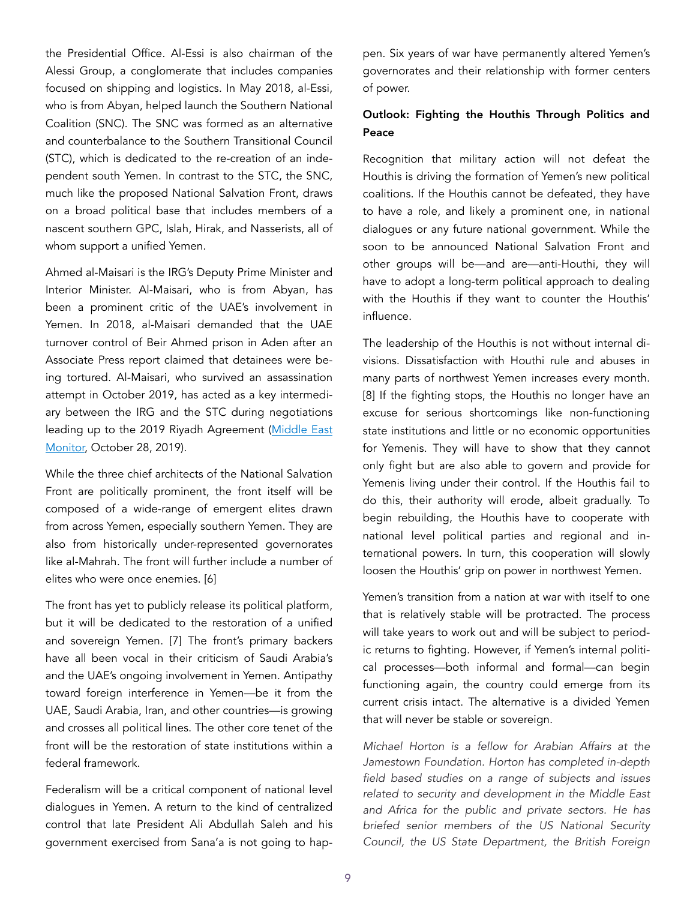the Presidential Office. Al-Essi is also chairman of the Alessi Group, a conglomerate that includes companies focused on shipping and logistics. In May 2018, al-Essi, who is from Abyan, helped launch the Southern National Coalition (SNC). The SNC was formed as an alternative and counterbalance to the Southern Transitional Council (STC), which is dedicated to the re-creation of an independent south Yemen. In contrast to the STC, the SNC, much like the proposed National Salvation Front, draws on a broad political base that includes members of a nascent southern GPC, Islah, Hirak, and Nasserists, all of whom support a unified Yemen.

Ahmed al-Maisari is the IRG's Deputy Prime Minister and Interior Minister. Al-Maisari, who is from Abyan, has been a prominent critic of the UAE's involvement in Yemen. In 2018, al-Maisari demanded that the UAE turnover control of Beir Ahmed prison in Aden after an Associate Press report claimed that detainees were being tortured. Al-Maisari, who survived an assassination attempt in October 2019, has acted as a key intermediary between the IRG and the STC during negotiations leading up to the 2019 Riyadh Agreement ([Middle East Monitor](), October 28, 2019).

While the three chief architects of the National Salvation Front are politically prominent, the front itself will be composed of a wide-range of emergent elites drawn from across Yemen, especially southern Yemen. They are also from historically under-represented governorates like al-Mahrah. The front will further include a number of elites who were once enemies. [6]

The front has yet to publicly release its political platform, but it will be dedicated to the restoration of a unified and sovereign Yemen. [7] The front's primary backers have all been vocal in their criticism of Saudi Arabia's and the UAE's ongoing involvement in Yemen. Antipathy toward foreign interference in Yemen—be it from the UAE, Saudi Arabia, Iran, and other countries—is growing and crosses all political lines. The other core tenet of the front will be the restoration of state institutions within a federal framework.

Federalism will be a critical component of national level dialogues in Yemen. A return to the kind of centralized control that late President Ali Abdullah Saleh and his government exercised from Sana'a is not going to happen. Six years of war have permanently altered Yemen's governorates and their relationship with former centers of power.

### Outlook: Fighting the Houthis Through Politics and Peace

Recognition that military action will not defeat the Houthis is driving the formation of Yemen's new political coalitions. If the Houthis cannot be defeated, they have to have a role, and likely a prominent one, in national dialogues or any future national government. While the soon to be announced National Salvation Front and other groups will be—and are—anti-Houthi, they will have to adopt a long-term political approach to dealing with the Houthis if they want to counter the Houthis' influence.

The leadership of the Houthis is not without internal divisions. Dissatisfaction with Houthi rule and abuses in many parts of northwest Yemen increases every month. [8] If the fighting stops, the Houthis no longer have an excuse for serious shortcomings like non-functioning state institutions and little or no economic opportunities for Yemenis. They will have to show that they cannot only fight but are also able to govern and provide for Yemenis living under their control. If the Houthis fail to do this, their authority will erode, albeit gradually. To begin rebuilding, the Houthis have to cooperate with national level political parties and regional and international powers. In turn, this cooperation will slowly loosen the Houthis' grip on power in northwest Yemen.

Yemen's transition from a nation at war with itself to one that is relatively stable will be protracted. The process will take years to work out and will be subject to periodic returns to fighting. However, if Yemen's internal political processes—both informal and formal—can begin functioning again, the country could emerge from its current crisis intact. The alternative is a divided Yemen that will never be stable or sovereign.

*Michael Horton is a fellow for Arabian Affairs at the Jamestown Foundation. Horton has completed in-depth field based studies on a range of subjects and issues related to security and development in the Middle East and Africa for the public and private sectors. He has briefed senior members of the US National Security Council, the US State Department, the British Foreign*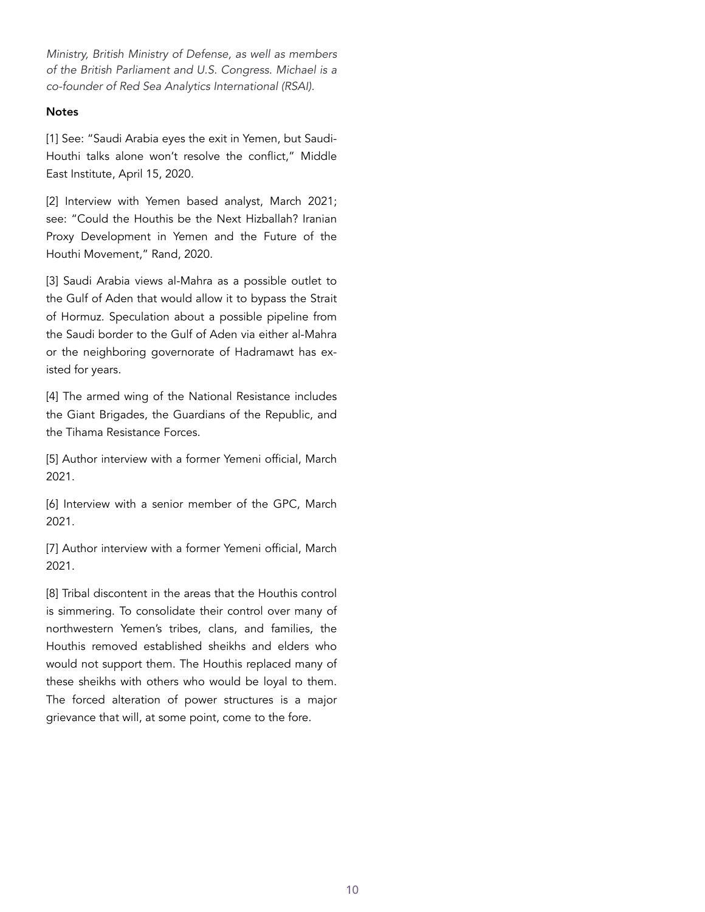*Ministry, British Ministry of Defense, as well as members of the British Parliament and U.S. Congress. Michael is a co-founder of Red Sea Analytics International (RSAI).*

**Notes**

[1] See: "Saudi Arabia eyes the exit in Yemen, but Saudi-Houthi talks alone won't resolve the conflict," Middle East Institute, April 15, 2020.

[2] Interview with Yemen based analyst, March 2021; see: "Could the Houthis be the Next Hizballah? Iranian Proxy Development in Yemen and the Future of the Houthi Movement," Rand, 2020.

[3] Saudi Arabia views al-Mahra as a possible outlet to the Gulf of Aden that would allow it to bypass the Strait of Hormuz. Speculation about a possible pipeline from the Saudi border to the Gulf of Aden via either al-Mahra or the neighboring governorate of Hadramawt has existed for years.

[4] The armed wing of the National Resistance includes the Giant Brigades, the Guardians of the Republic, and the Tihama Resistance Forces.

[5] Author interview with a former Yemeni official, March 2021.

[6] Interview with a senior member of the GPC, March 2021.

[7] Author interview with a former Yemeni official, March 2021.

[8] Tribal discontent in the areas that the Houthis control is simmering. To consolidate their control over many of northwestern Yemen's tribes, clans, and families, the Houthis removed established sheikhs and elders who would not support them. The Houthis replaced many of these sheikhs with others who would be loyal to them. The forced alteration of power structures is a major grievance that will, at some point, come to the fore.